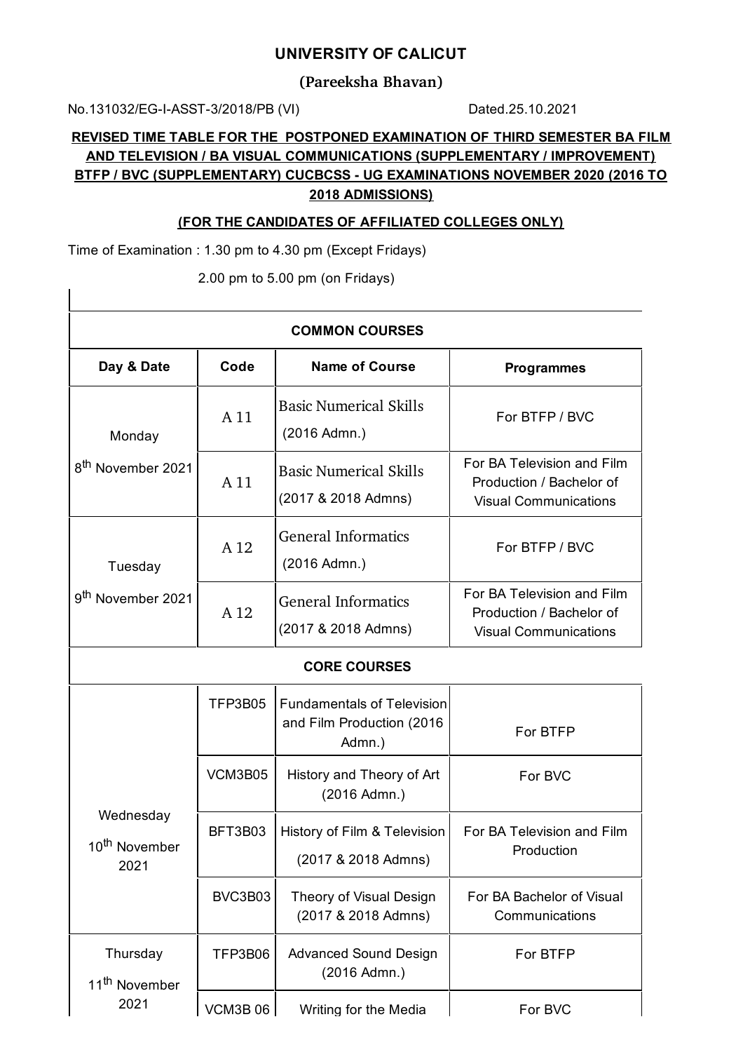# UNIVERSITY OF CALICUT

## (Pareeksha Bhavan)

No.131032/EG-I-ASST-3/2018/PB (VI) Dated.25.10.2021

**REVISED TIME TABLE FOR THE POSTPONED EXAMINATION OF THIRD SEMESTER BA FILM AND TELEVISION / BA VISUAL COMMUNICATIONS (SUPPLEMENTARY / IMPROVEMENT) BTFP / BVC (SUPPLEMENTARY) CUCBCSS - UG EXAMINATIONS NOVEMBER 2020 (2016 TO 2018 ADMISSIONS)**

**(FOR THE CANDIDATES OF AFFILIATED COLLEGES ONLY)**

Time of Examination : 1.30 pm to 4.30 pm (Except Fridays)

2.00 pm to 5.00 pm (on Fridays)

| Day & Date | Code | Name of Course | Programmes |
|---|---|---|---|
| **COMMON COURSES** | | | |
| Monday 8th November 2021 | A 11 | Basic Numerical Skills (2016 Admn.) | For BTFP / BVC |
| | A 11 | Basic Numerical Skills (2017 & 2018 Admns) | For BA Television and Film Production / Bachelor of Visual Communications |
| Tuesday 9th November 2021 | A 12 | General Informatics (2016 Admn.) | For BTFP / BVC |
| | A 12 | General Informatics (2017 & 2018 Admns) | For BA Television and Film Production / Bachelor of Visual Communications |
| **CORE COURSES** | | | |
| Wednesday 10th November 2021 | TFP3B05 | Fundamentals of Television and Film Production (2016 Admn.) | For BTFP |
| | VCM3B05 | History and Theory of Art (2016 Admn.) | For BVC |
| | BFT3B03 | History of Film & Television (2017 & 2018 Admns) | For BA Television and Film Production |
| | BVC3B03 | Theory of Visual Design (2017 & 2018 Admns) | For BA Bachelor of Visual Communications |
| Thursday 11th November 2021 | TFP3B06 | Advanced Sound Design (2016 Admn.) | For BTFP |
| | VCM3B 06 | Writing for the Media | For BVC |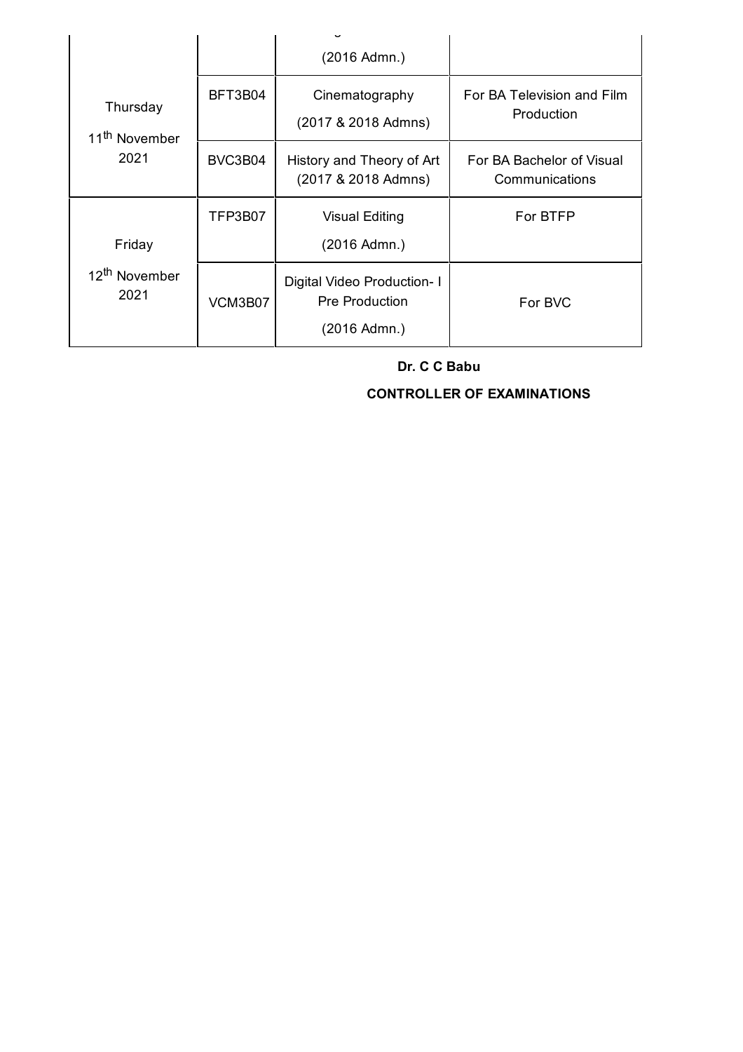| | | | |
|---|---|---|---|
| | | (2016 Admn.) | |
| Thursday 11th November 2021 | BFT3B04 | Cinematography (2017 & 2018 Admns) | For BA Television and Film Production |
| | BVC3B04 | History and Theory of Art (2017 & 2018 Admns) | For BA Bachelor of Visual Communications |
| Friday 12th November 2021 | TFP3B07 | Visual Editing (2016 Admn.) | For BTFP |
| | VCM3B07 | Digital Video Production- I Pre Production (2016 Admn.) | For BVC |

**Dr. C C Babu**

**CONTROLLER OF EXAMINATIONS**